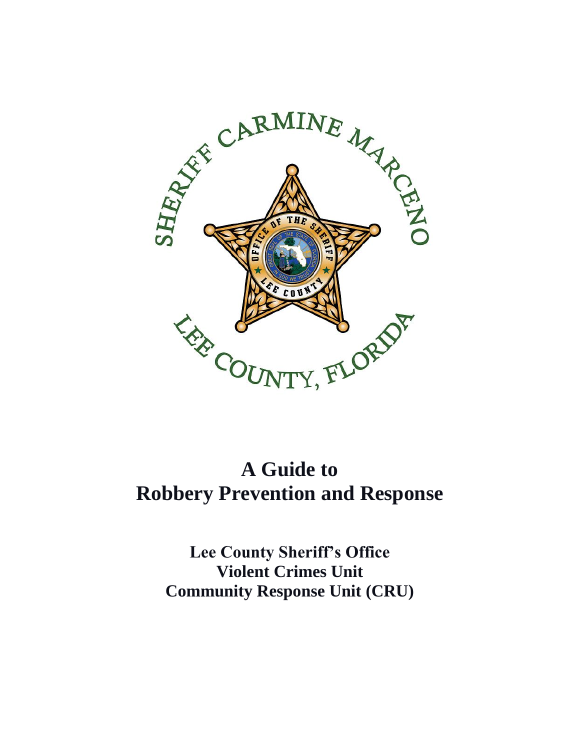SHERIFF CARMINE MARCENO

LEE COUNTY, FLORIDA

# A Guide to Robbery Prevention and Response

**Lee County Sheriff's Office**
**Violent Crimes Unit**
**Community Response Unit (CRU)**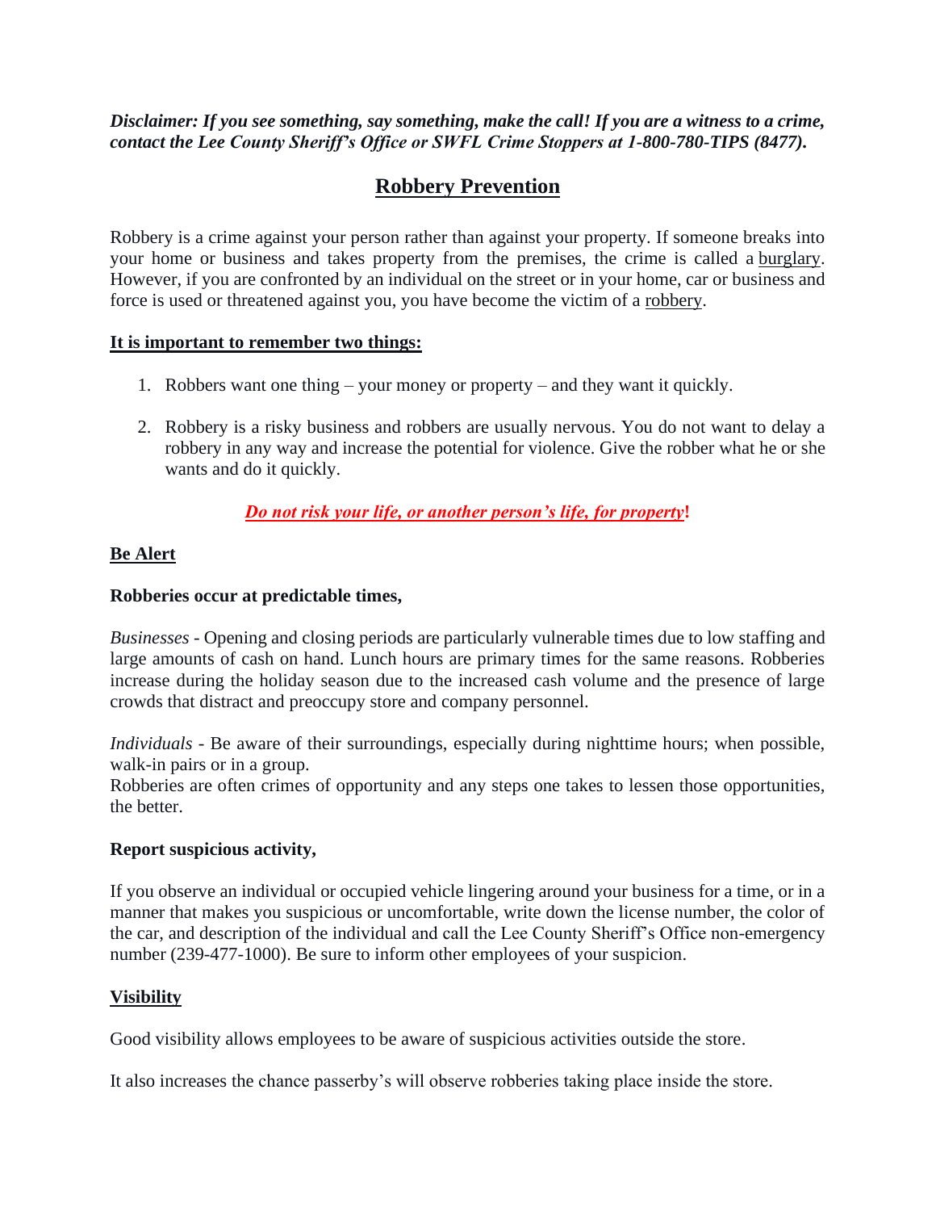***Disclaimer: If you see something, say something, make the call! If you are a witness to a crime, contact the Lee County Sheriff's Office or SWFL Crime Stoppers at 1-800-780-TIPS (8477).***

# Robbery Prevention

Robbery is a crime against your person rather than against your property. If someone breaks into your home or business and takes property from the premises, the crime is called a burglary. However, if you are confronted by an individual on the street or in your home, car or business and force is used or threatened against you, you have become the victim of a robbery.

## It is important to remember two things:

1. Robbers want one thing – your money or property – and they want it quickly.

2. Robbery is a risky business and robbers are usually nervous. You do not want to delay a robbery in any way and increase the potential for violence. Give the robber what he or she wants and do it quickly.

***Do not risk your life, or another person's life, for property!***

## Be Alert

**Robberies occur at predictable times,**

*Businesses* - Opening and closing periods are particularly vulnerable times due to low staffing and large amounts of cash on hand. Lunch hours are primary times for the same reasons. Robberies increase during the holiday season due to the increased cash volume and the presence of large crowds that distract and preoccupy store and company personnel.

*Individuals* - Be aware of their surroundings, especially during nighttime hours; when possible, walk-in pairs or in a group.
Robberies are often crimes of opportunity and any steps one takes to lessen those opportunities, the better.

**Report suspicious activity,**

If you observe an individual or occupied vehicle lingering around your business for a time, or in a manner that makes you suspicious or uncomfortable, write down the license number, the color of the car, and description of the individual and call the Lee County Sheriff's Office non-emergency number (239-477-1000). Be sure to inform other employees of your suspicion.

## Visibility

Good visibility allows employees to be aware of suspicious activities outside the store.

It also increases the chance passerby's will observe robberies taking place inside the store.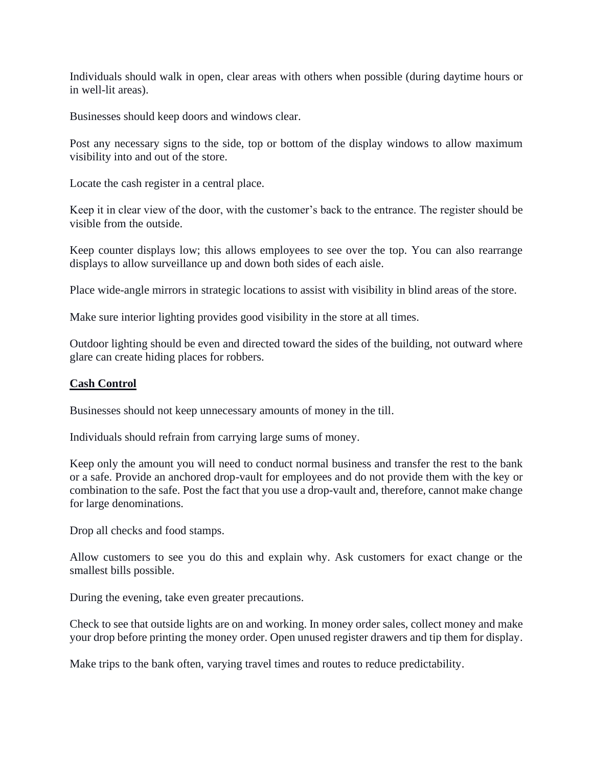Individuals should walk in open, clear areas with others when possible (during daytime hours or in well-lit areas).

Businesses should keep doors and windows clear.

Post any necessary signs to the side, top or bottom of the display windows to allow maximum visibility into and out of the store.

Locate the cash register in a central place.

Keep it in clear view of the door, with the customer's back to the entrance. The register should be visible from the outside.

Keep counter displays low; this allows employees to see over the top. You can also rearrange displays to allow surveillance up and down both sides of each aisle.

Place wide-angle mirrors in strategic locations to assist with visibility in blind areas of the store.

Make sure interior lighting provides good visibility in the store at all times.

Outdoor lighting should be even and directed toward the sides of the building, not outward where glare can create hiding places for robbers.

## **Cash Control**

Businesses should not keep unnecessary amounts of money in the till.

Individuals should refrain from carrying large sums of money.

Keep only the amount you will need to conduct normal business and transfer the rest to the bank or a safe. Provide an anchored drop-vault for employees and do not provide them with the key or combination to the safe. Post the fact that you use a drop-vault and, therefore, cannot make change for large denominations.

Drop all checks and food stamps.

Allow customers to see you do this and explain why. Ask customers for exact change or the smallest bills possible.

During the evening, take even greater precautions.

Check to see that outside lights are on and working. In money order sales, collect money and make your drop before printing the money order. Open unused register drawers and tip them for display.

Make trips to the bank often, varying travel times and routes to reduce predictability.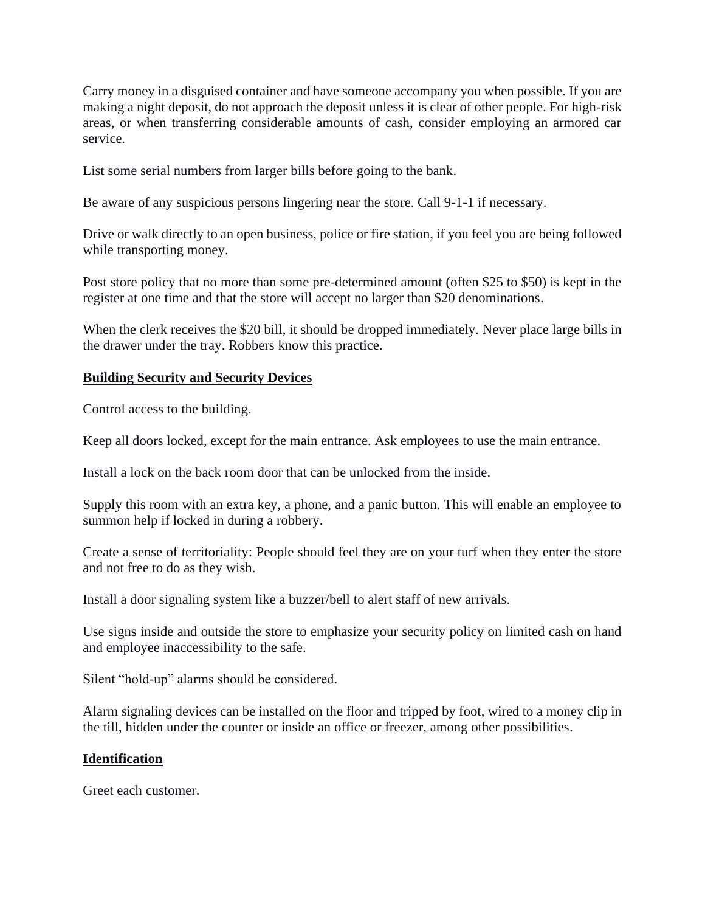Carry money in a disguised container and have someone accompany you when possible. If you are making a night deposit, do not approach the deposit unless it is clear of other people. For high-risk areas, or when transferring considerable amounts of cash, consider employing an armored car service.

List some serial numbers from larger bills before going to the bank.

Be aware of any suspicious persons lingering near the store. Call 9-1-1 if necessary.

Drive or walk directly to an open business, police or fire station, if you feel you are being followed while transporting money.

Post store policy that no more than some pre-determined amount (often $25 to $50) is kept in the register at one time and that the store will accept no larger than $20 denominations.

When the clerk receives the $20 bill, it should be dropped immediately. Never place large bills in the drawer under the tray. Robbers know this practice.

**Building Security and Security Devices**

Control access to the building.

Keep all doors locked, except for the main entrance. Ask employees to use the main entrance.

Install a lock on the back room door that can be unlocked from the inside.

Supply this room with an extra key, a phone, and a panic button. This will enable an employee to summon help if locked in during a robbery.

Create a sense of territoriality: People should feel they are on your turf when they enter the store and not free to do as they wish.

Install a door signaling system like a buzzer/bell to alert staff of new arrivals.

Use signs inside and outside the store to emphasize your security policy on limited cash on hand and employee inaccessibility to the safe.

Silent "hold-up" alarms should be considered.

Alarm signaling devices can be installed on the floor and tripped by foot, wired to a money clip in the till, hidden under the counter or inside an office or freezer, among other possibilities.

**Identification**

Greet each customer.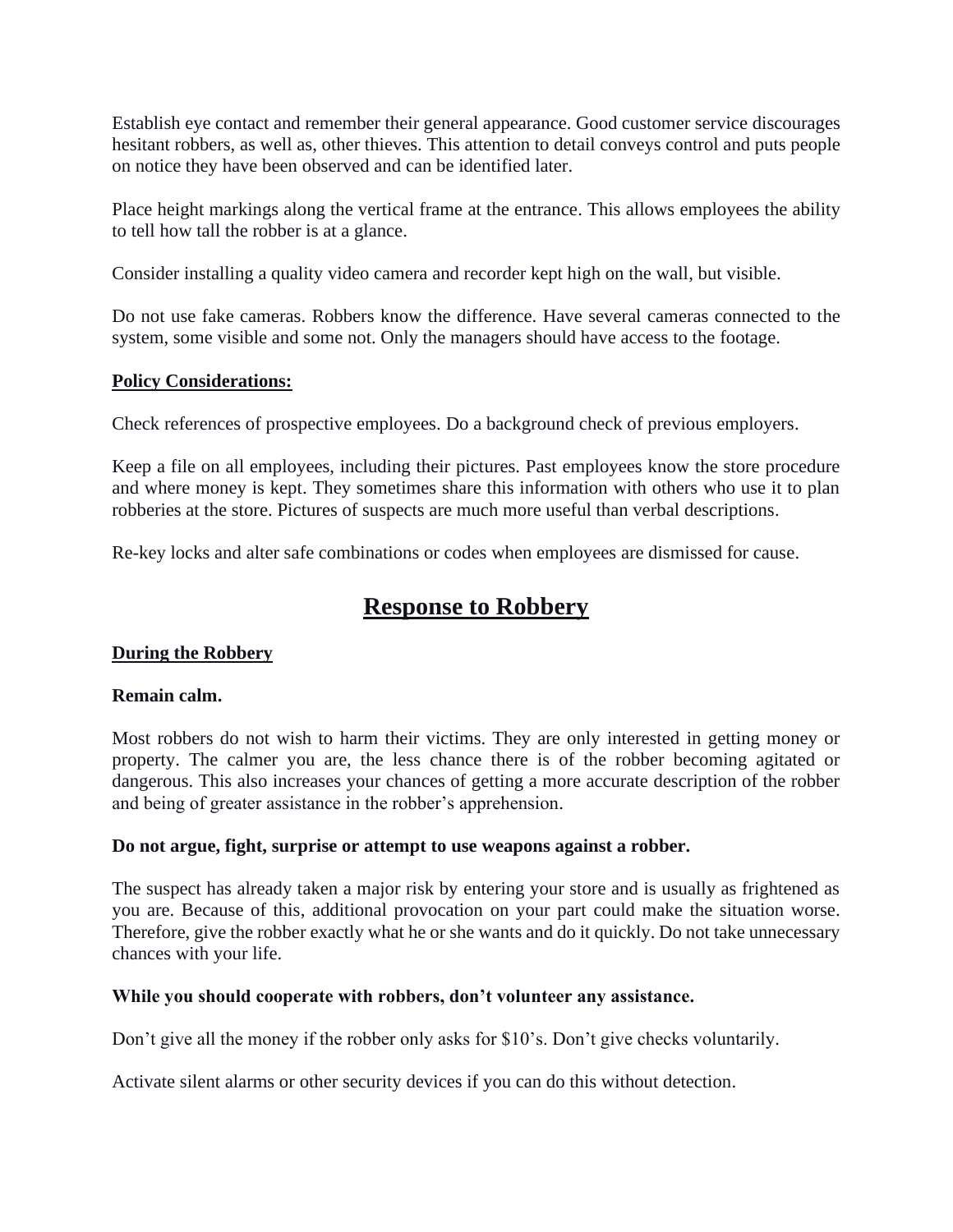Establish eye contact and remember their general appearance. Good customer service discourages hesitant robbers, as well as, other thieves. This attention to detail conveys control and puts people on notice they have been observed and can be identified later.

Place height markings along the vertical frame at the entrance. This allows employees the ability to tell how tall the robber is at a glance.

Consider installing a quality video camera and recorder kept high on the wall, but visible.

Do not use fake cameras. Robbers know the difference. Have several cameras connected to the system, some visible and some not. Only the managers should have access to the footage.

**Policy Considerations:**

Check references of prospective employees. Do a background check of previous employers.

Keep a file on all employees, including their pictures. Past employees know the store procedure and where money is kept. They sometimes share this information with others who use it to plan robberies at the store. Pictures of suspects are much more useful than verbal descriptions.

Re-key locks and alter safe combinations or codes when employees are dismissed for cause.

# Response to Robbery

## During the Robbery

**Remain calm.**

Most robbers do not wish to harm their victims. They are only interested in getting money or property. The calmer you are, the less chance there is of the robber becoming agitated or dangerous. This also increases your chances of getting a more accurate description of the robber and being of greater assistance in the robber's apprehension.

**Do not argue, fight, surprise or attempt to use weapons against a robber.**

The suspect has already taken a major risk by entering your store and is usually as frightened as you are. Because of this, additional provocation on your part could make the situation worse. Therefore, give the robber exactly what he or she wants and do it quickly. Do not take unnecessary chances with your life.

**While you should cooperate with robbers, don't volunteer any assistance.**

Don't give all the money if the robber only asks for $10's. Don't give checks voluntarily.

Activate silent alarms or other security devices if you can do this without detection.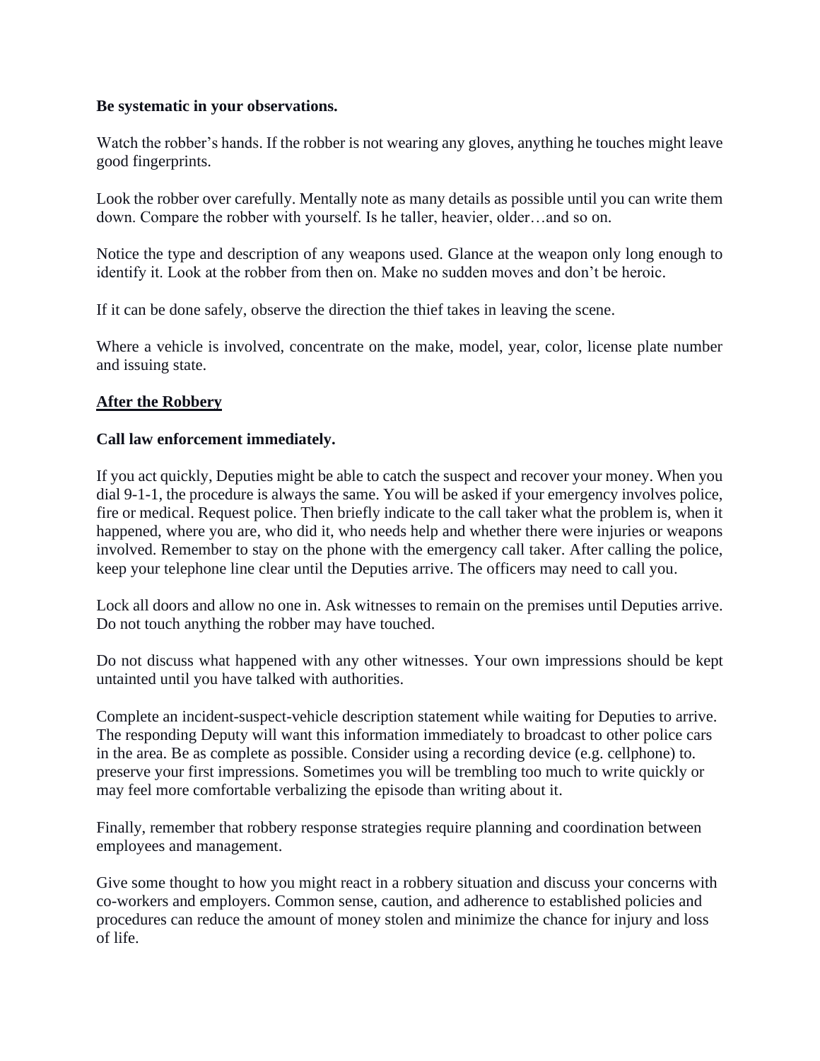**Be systematic in your observations.**

Watch the robber's hands. If the robber is not wearing any gloves, anything he touches might leave good fingerprints.

Look the robber over carefully. Mentally note as many details as possible until you can write them down. Compare the robber with yourself. Is he taller, heavier, older…and so on.

Notice the type and description of any weapons used. Glance at the weapon only long enough to identify it. Look at the robber from then on. Make no sudden moves and don't be heroic.

If it can be done safely, observe the direction the thief takes in leaving the scene.

Where a vehicle is involved, concentrate on the make, model, year, color, license plate number and issuing state.

## After the Robbery

**Call law enforcement immediately.**

If you act quickly, Deputies might be able to catch the suspect and recover your money. When you dial 9-1-1, the procedure is always the same. You will be asked if your emergency involves police, fire or medical. Request police. Then briefly indicate to the call taker what the problem is, when it happened, where you are, who did it, who needs help and whether there were injuries or weapons involved. Remember to stay on the phone with the emergency call taker. After calling the police, keep your telephone line clear until the Deputies arrive. The officers may need to call you.

Lock all doors and allow no one in. Ask witnesses to remain on the premises until Deputies arrive. Do not touch anything the robber may have touched.

Do not discuss what happened with any other witnesses. Your own impressions should be kept untainted until you have talked with authorities.

Complete an incident-suspect-vehicle description statement while waiting for Deputies to arrive. The responding Deputy will want this information immediately to broadcast to other police cars in the area. Be as complete as possible. Consider using a recording device (e.g. cellphone) to. preserve your first impressions. Sometimes you will be trembling too much to write quickly or may feel more comfortable verbalizing the episode than writing about it.

Finally, remember that robbery response strategies require planning and coordination between employees and management.

Give some thought to how you might react in a robbery situation and discuss your concerns with co-workers and employers. Common sense, caution, and adherence to established policies and procedures can reduce the amount of money stolen and minimize the chance for injury and loss of life.